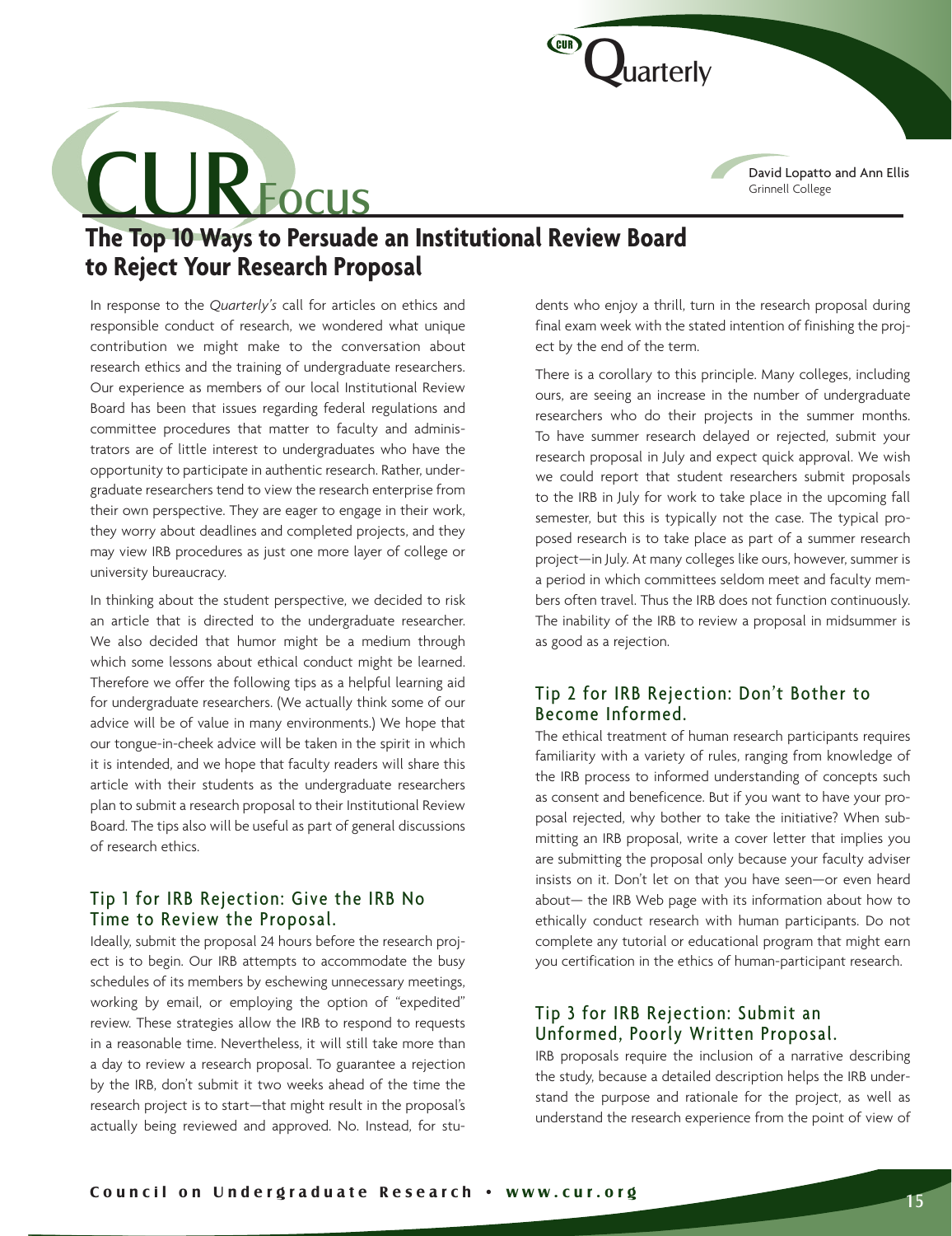# CUR Focus

David Lopatto and Ann Ellis
Grinnell College

## The Top 10 Ways to Persuade an Institutional Review Board to Reject Your Research Proposal

In response to the *Quarterly's* call for articles on ethics and responsible conduct of research, we wondered what unique contribution we might make to the conversation about research ethics and the training of undergraduate researchers. Our experience as members of our local Institutional Review Board has been that issues regarding federal regulations and committee procedures that matter to faculty and administrators are of little interest to undergraduates who have the opportunity to participate in authentic research. Rather, undergraduate researchers tend to view the research enterprise from their own perspective. They are eager to engage in their work, they worry about deadlines and completed projects, and they may view IRB procedures as just one more layer of college or university bureaucracy.

In thinking about the student perspective, we decided to risk an article that is directed to the undergraduate researcher. We also decided that humor might be a medium through which some lessons about ethical conduct might be learned. Therefore we offer the following tips as a helpful learning aid for undergraduate researchers. (We actually think some of our advice will be of value in many environments.) We hope that our tongue-in-cheek advice will be taken in the spirit in which it is intended, and we hope that faculty readers will share this article with their students as the undergraduate researchers plan to submit a research proposal to their Institutional Review Board. The tips also will be useful as part of general discussions of research ethics.

### Tip 1 for IRB Rejection: Give the IRB No Time to Review the Proposal.

Ideally, submit the proposal 24 hours before the research project is to begin. Our IRB attempts to accommodate the busy schedules of its members by eschewing unnecessary meetings, working by email, or employing the option of "expedited" review. These strategies allow the IRB to respond to requests in a reasonable time. Nevertheless, it will still take more than a day to review a research proposal. To guarantee a rejection by the IRB, don't submit it two weeks ahead of the time the research project is to start—that might result in the proposal's actually being reviewed and approved. No. Instead, for students who enjoy a thrill, turn in the research proposal during final exam week with the stated intention of finishing the project by the end of the term.

There is a corollary to this principle. Many colleges, including ours, are seeing an increase in the number of undergraduate researchers who do their projects in the summer months. To have summer research delayed or rejected, submit your research proposal in July and expect quick approval. We wish we could report that student researchers submit proposals to the IRB in July for work to take place in the upcoming fall semester, but this is typically not the case. The typical proposed research is to take place as part of a summer research project—in July. At many colleges like ours, however, summer is a period in which committees seldom meet and faculty members often travel. Thus the IRB does not function continuously. The inability of the IRB to review a proposal in midsummer is as good as a rejection.

### Tip 2 for IRB Rejection: Don't Bother to Become Informed.

The ethical treatment of human research participants requires familiarity with a variety of rules, ranging from knowledge of the IRB process to informed understanding of concepts such as consent and beneficence. But if you want to have your proposal rejected, why bother to take the initiative? When submitting an IRB proposal, write a cover letter that implies you are submitting the proposal only because your faculty adviser insists on it. Don't let on that you have seen—or even heard about— the IRB Web page with its information about how to ethically conduct research with human participants. Do not complete any tutorial or educational program that might earn you certification in the ethics of human-participant research.

### Tip 3 for IRB Rejection: Submit an Unformed, Poorly Written Proposal.

IRB proposals require the inclusion of a narrative describing the study, because a detailed description helps the IRB understand the purpose and rationale for the project, as well as understand the research experience from the point of view of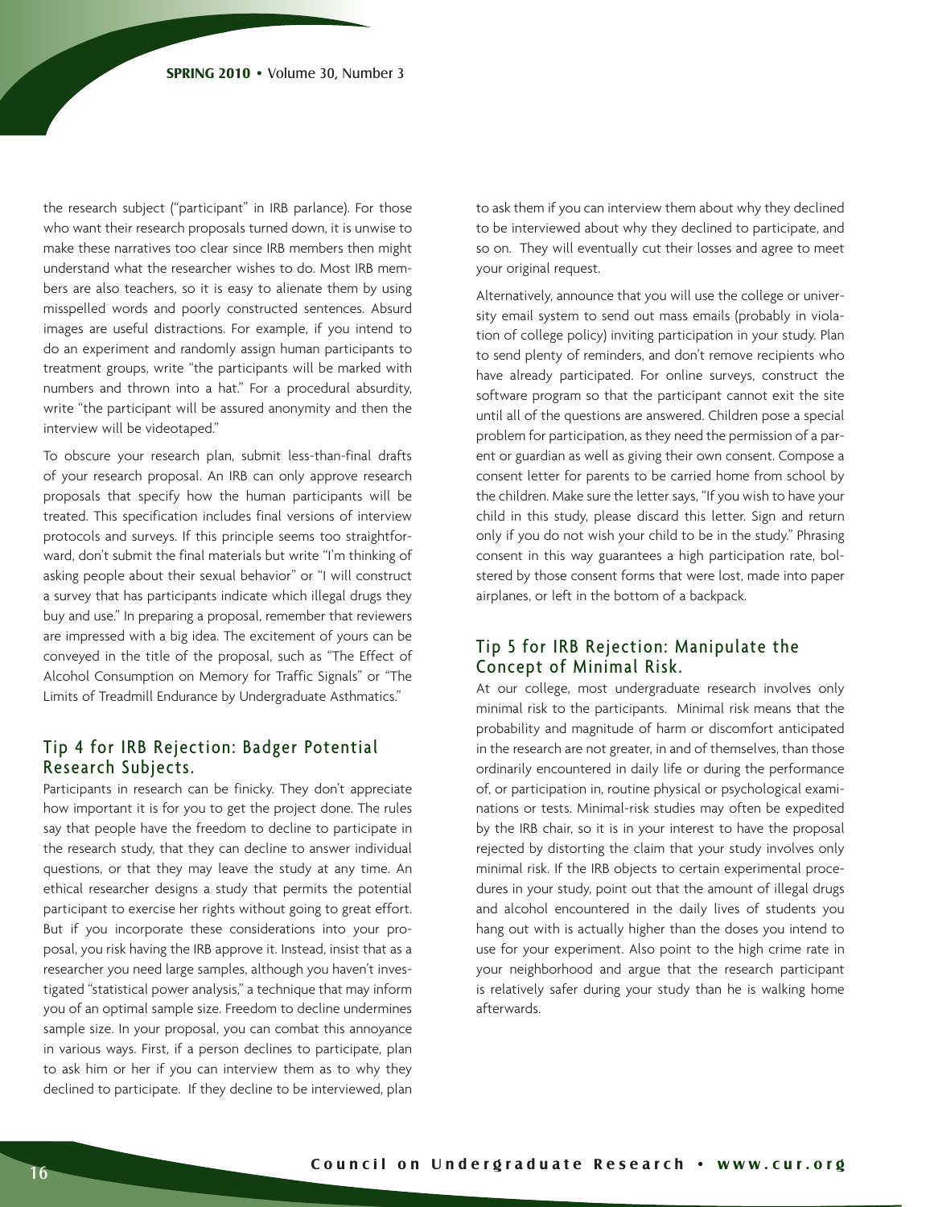the research subject ("participant" in IRB parlance). For those who want their research proposals turned down, it is unwise to make these narratives too clear since IRB members then might understand what the researcher wishes to do. Most IRB members are also teachers, so it is easy to alienate them by using misspelled words and poorly constructed sentences. Absurd images are useful distractions. For example, if you intend to do an experiment and randomly assign human participants to treatment groups, write "the participants will be marked with numbers and thrown into a hat." For a procedural absurdity, write "the participant will be assured anonymity and then the interview will be videotaped."

To obscure your research plan, submit less-than-final drafts of your research proposal. An IRB can only approve research proposals that specify how the human participants will be treated. This specification includes final versions of interview protocols and surveys. If this principle seems too straightforward, don't submit the final materials but write "I'm thinking of asking people about their sexual behavior" or "I will construct a survey that has participants indicate which illegal drugs they buy and use." In preparing a proposal, remember that reviewers are impressed with a big idea. The excitement of yours can be conveyed in the title of the proposal, such as "The Effect of Alcohol Consumption on Memory for Traffic Signals" or "The Limits of Treadmill Endurance by Undergraduate Asthmatics."

## Tip 4 for IRB Rejection: Badger Potential Research Subjects.

Participants in research can be finicky. They don't appreciate how important it is for you to get the project done. The rules say that people have the freedom to decline to participate in the research study, that they can decline to answer individual questions, or that they may leave the study at any time. An ethical researcher designs a study that permits the potential participant to exercise her rights without going to great effort. But if you incorporate these considerations into your proposal, you risk having the IRB approve it. Instead, insist that as a researcher you need large samples, although you haven't investigated "statistical power analysis," a technique that may inform you of an optimal sample size. Freedom to decline undermines sample size. In your proposal, you can combat this annoyance in various ways. First, if a person declines to participate, plan to ask him or her if you can interview them as to why they declined to participate. If they decline to be interviewed, plan to ask them if you can interview them about why they declined to be interviewed about why they declined to participate, and so on. They will eventually cut their losses and agree to meet your original request.

Alternatively, announce that you will use the college or university email system to send out mass emails (probably in violation of college policy) inviting participation in your study. Plan to send plenty of reminders, and don't remove recipients who have already participated. For online surveys, construct the software program so that the participant cannot exit the site until all of the questions are answered. Children pose a special problem for participation, as they need the permission of a parent or guardian as well as giving their own consent. Compose a consent letter for parents to be carried home from school by the children. Make sure the letter says, "If you wish to have your child in this study, please discard this letter. Sign and return only if you do not wish your child to be in the study." Phrasing consent in this way guarantees a high participation rate, bolstered by those consent forms that were lost, made into paper airplanes, or left in the bottom of a backpack.

## Tip 5 for IRB Rejection: Manipulate the Concept of Minimal Risk.

At our college, most undergraduate research involves only minimal risk to the participants. Minimal risk means that the probability and magnitude of harm or discomfort anticipated in the research are not greater, in and of themselves, than those ordinarily encountered in daily life or during the performance of, or participation in, routine physical or psychological examinations or tests. Minimal-risk studies may often be expedited by the IRB chair, so it is in your interest to have the proposal rejected by distorting the claim that your study involves only minimal risk. If the IRB objects to certain experimental procedures in your study, point out that the amount of illegal drugs and alcohol encountered in the daily lives of students you hang out with is actually higher than the doses you intend to use for your experiment. Also point to the high crime rate in your neighborhood and argue that the research participant is relatively safer during your study than he is walking home afterwards.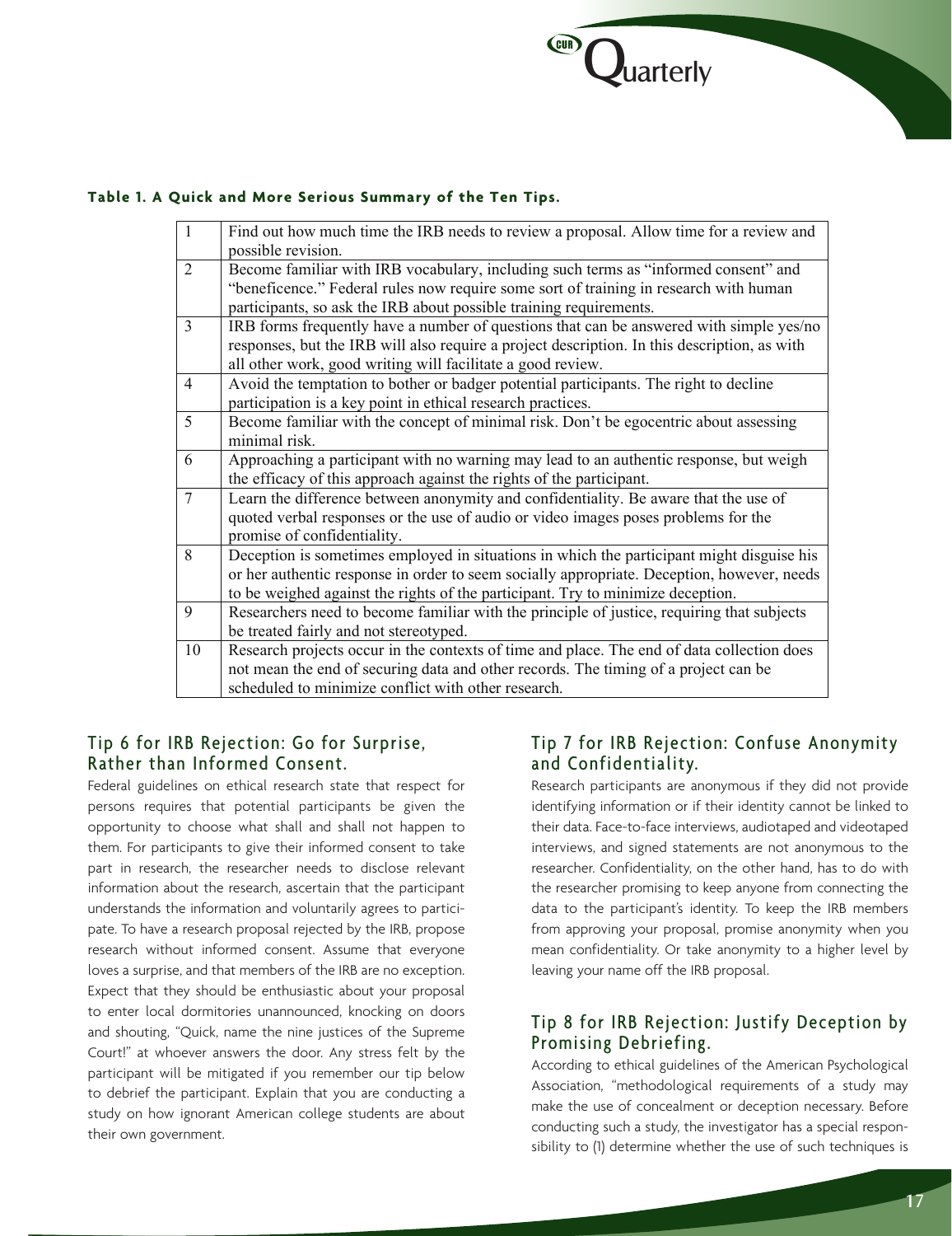**Table 1. A Quick and More Serious Summary of the Ten Tips.**

| | |
|---|---|
| 1 | Find out how much time the IRB needs to review a proposal. Allow time for a review and possible revision. |
| 2 | Become familiar with IRB vocabulary, including such terms as "informed consent" and "beneficence." Federal rules now require some sort of training in research with human participants, so ask the IRB about possible training requirements. |
| 3 | IRB forms frequently have a number of questions that can be answered with simple yes/no responses, but the IRB will also require a project description. In this description, as with all other work, good writing will facilitate a good review. |
| 4 | Avoid the temptation to bother or badger potential participants. The right to decline participation is a key point in ethical research practices. |
| 5 | Become familiar with the concept of minimal risk. Don't be egocentric about assessing minimal risk. |
| 6 | Approaching a participant with no warning may lead to an authentic response, but weigh the efficacy of this approach against the rights of the participant. |
| 7 | Learn the difference between anonymity and confidentiality. Be aware that the use of quoted verbal responses or the use of audio or video images poses problems for the promise of confidentiality. |
| 8 | Deception is sometimes employed in situations in which the participant might disguise his or her authentic response in order to seem socially appropriate. Deception, however, needs to be weighed against the rights of the participant. Try to minimize deception. |
| 9 | Researchers need to become familiar with the principle of justice, requiring that subjects be treated fairly and not stereotyped. |
| 10 | Research projects occur in the contexts of time and place. The end of data collection does not mean the end of securing data and other records. The timing of a project can be scheduled to minimize conflict with other research. |

## Tip 6 for IRB Rejection: Go for Surprise, Rather than Informed Consent.

Federal guidelines on ethical research state that respect for persons requires that potential participants be given the opportunity to choose what shall and shall not happen to them. For participants to give their informed consent to take part in research, the researcher needs to disclose relevant information about the research, ascertain that the participant understands the information and voluntarily agrees to participate. To have a research proposal rejected by the IRB, propose research without informed consent. Assume that everyone loves a surprise, and that members of the IRB are no exception. Expect that they should be enthusiastic about your proposal to enter local dormitories unannounced, knocking on doors and shouting, "Quick, name the nine justices of the Supreme Court!" at whoever answers the door. Any stress felt by the participant will be mitigated if you remember our tip below to debrief the participant. Explain that you are conducting a study on how ignorant American college students are about their own government.

## Tip 7 for IRB Rejection: Confuse Anonymity and Confidentiality.

Research participants are anonymous if they did not provide identifying information or if their identity cannot be linked to their data. Face-to-face interviews, audiotaped and videotaped interviews, and signed statements are not anonymous to the researcher. Confidentiality, on the other hand, has to do with the researcher promising to keep anyone from connecting the data to the participant's identity. To keep the IRB members from approving your proposal, promise anonymity when you mean confidentiality. Or take anonymity to a higher level by leaving your name off the IRB proposal.

## Tip 8 for IRB Rejection: Justify Deception by Promising Debriefing.

According to ethical guidelines of the American Psychological Association, "methodological requirements of a study may make the use of concealment or deception necessary. Before conducting such a study, the investigator has a special responsibility to (1) determine whether the use of such techniques is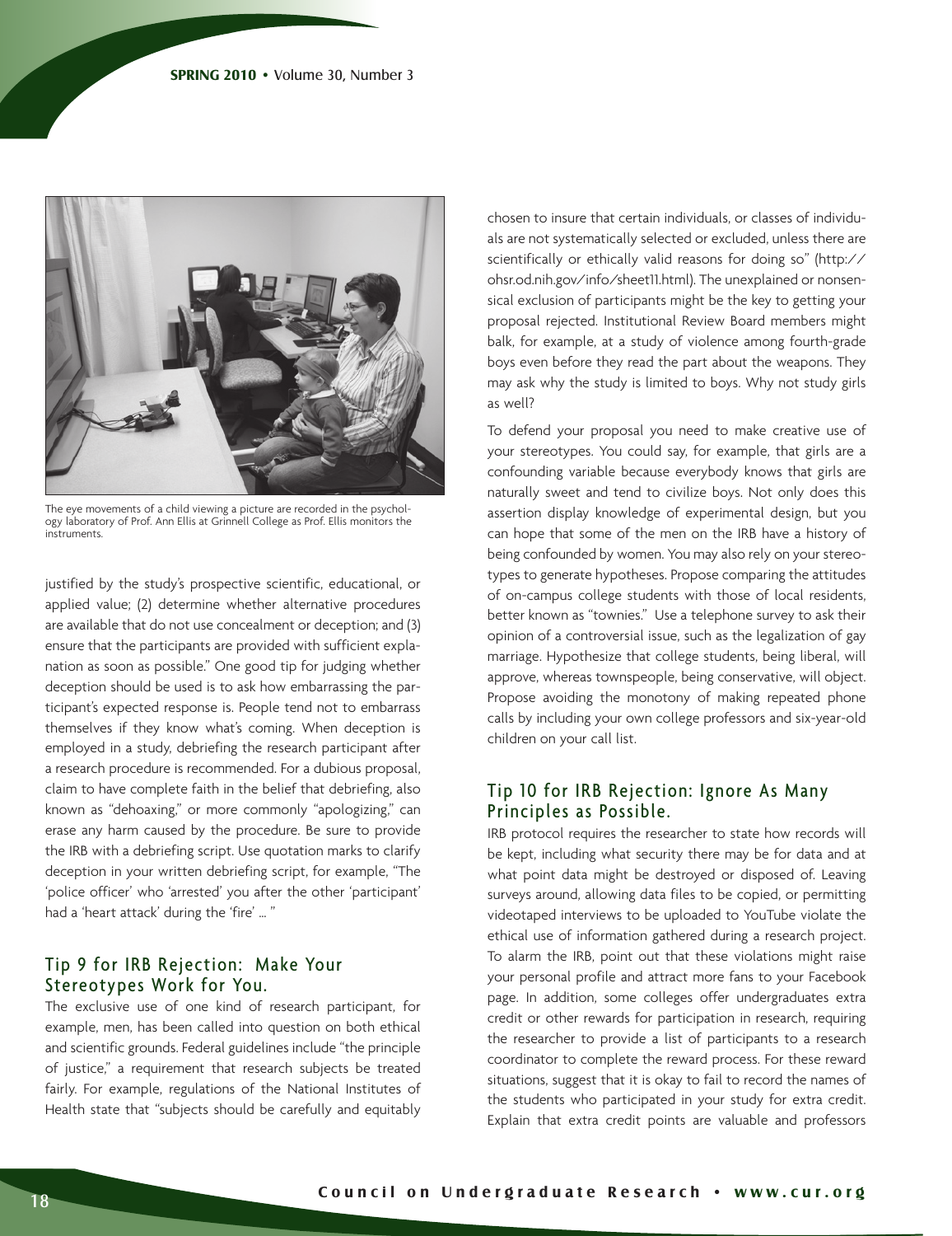The eye movements of a child viewing a picture are recorded in the psychology laboratory of Prof. Ann Ellis at Grinnell College as Prof. Ellis monitors the instruments.

justified by the study's prospective scientific, educational, or applied value; (2) determine whether alternative procedures are available that do not use concealment or deception; and (3) ensure that the participants are provided with sufficient explanation as soon as possible." One good tip for judging whether deception should be used is to ask how embarrassing the participant's expected response is. People tend not to embarrass themselves if they know what's coming. When deception is employed in a study, debriefing the research participant after a research procedure is recommended. For a dubious proposal, claim to have complete faith in the belief that debriefing, also known as "dehoaxing," or more commonly "apologizing," can erase any harm caused by the procedure. Be sure to provide the IRB with a debriefing script. Use quotation marks to clarify deception in your written debriefing script, for example, "The 'police officer' who 'arrested' you after the other 'participant' had a 'heart attack' during the 'fire' … "

## Tip 9 for IRB Rejection: Make Your Stereotypes Work for You.

The exclusive use of one kind of research participant, for example, men, has been called into question on both ethical and scientific grounds. Federal guidelines include "the principle of justice," a requirement that research subjects be treated fairly. For example, regulations of the National Institutes of Health state that "subjects should be carefully and equitably chosen to insure that certain individuals, or classes of individuals are not systematically selected or excluded, unless there are scientifically or ethically valid reasons for doing so" (http://ohsr.od.nih.gov/info/sheet11.html). The unexplained or nonsensical exclusion of participants might be the key to getting your proposal rejected. Institutional Review Board members might balk, for example, at a study of violence among fourth-grade boys even before they read the part about the weapons. They may ask why the study is limited to boys. Why not study girls as well?

To defend your proposal you need to make creative use of your stereotypes. You could say, for example, that girls are a confounding variable because everybody knows that girls are naturally sweet and tend to civilize boys. Not only does this assertion display knowledge of experimental design, but you can hope that some of the men on the IRB have a history of being confounded by women. You may also rely on your stereotypes to generate hypotheses. Propose comparing the attitudes of on-campus college students with those of local residents, better known as "townies." Use a telephone survey to ask their opinion of a controversial issue, such as the legalization of gay marriage. Hypothesize that college students, being liberal, will approve, whereas townspeople, being conservative, will object. Propose avoiding the monotony of making repeated phone calls by including your own college professors and six-year-old children on your call list.

## Tip 10 for IRB Rejection: Ignore As Many Principles as Possible.

IRB protocol requires the researcher to state how records will be kept, including what security there may be for data and at what point data might be destroyed or disposed of. Leaving surveys around, allowing data files to be copied, or permitting videotaped interviews to be uploaded to YouTube violate the ethical use of information gathered during a research project. To alarm the IRB, point out that these violations might raise your personal profile and attract more fans to your Facebook page. In addition, some colleges offer undergraduates extra credit or other rewards for participation in research, requiring the researcher to provide a list of participants to a research coordinator to complete the reward process. For these reward situations, suggest that it is okay to fail to record the names of the students who participated in your study for extra credit. Explain that extra credit points are valuable and professors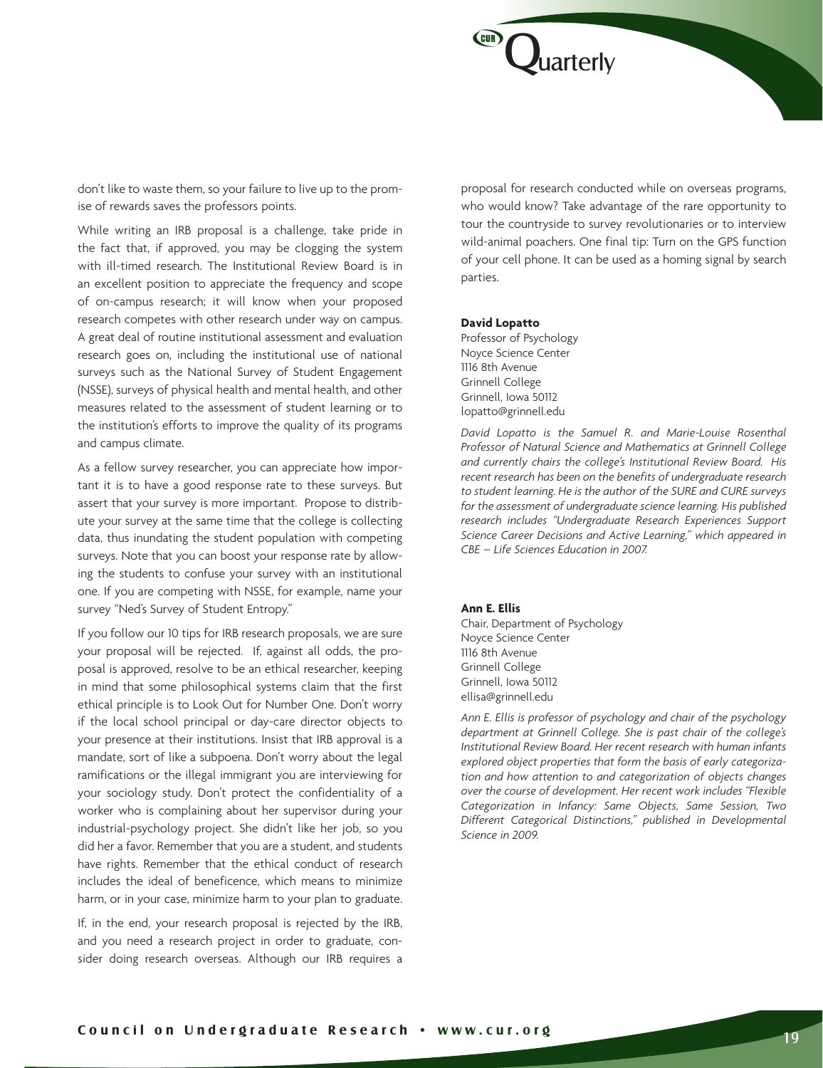don't like to waste them, so your failure to live up to the promise of rewards saves the professors points.

While writing an IRB proposal is a challenge, take pride in the fact that, if approved, you may be clogging the system with ill-timed research. The Institutional Review Board is in an excellent position to appreciate the frequency and scope of on-campus research; it will know when your proposed research competes with other research under way on campus. A great deal of routine institutional assessment and evaluation research goes on, including the institutional use of national surveys such as the National Survey of Student Engagement (NSSE), surveys of physical health and mental health, and other measures related to the assessment of student learning or to the institution's efforts to improve the quality of its programs and campus climate.

As a fellow survey researcher, you can appreciate how important it is to have a good response rate to these surveys. But assert that your survey is more important. Propose to distribute your survey at the same time that the college is collecting data, thus inundating the student population with competing surveys. Note that you can boost your response rate by allowing the students to confuse your survey with an institutional one. If you are competing with NSSE, for example, name your survey "Ned's Survey of Student Entropy."

If you follow our 10 tips for IRB research proposals, we are sure your proposal will be rejected. If, against all odds, the proposal is approved, resolve to be an ethical researcher, keeping in mind that some philosophical systems claim that the first ethical principle is to Look Out for Number One. Don't worry if the local school principal or day-care director objects to your presence at their institutions. Insist that IRB approval is a mandate, sort of like a subpoena. Don't worry about the legal ramifications or the illegal immigrant you are interviewing for your sociology study. Don't protect the confidentiality of a worker who is complaining about her supervisor during your industrial-psychology project. She didn't like her job, so you did her a favor. Remember that you are a student, and students have rights. Remember that the ethical conduct of research includes the ideal of beneficence, which means to minimize harm, or in your case, minimize harm to your plan to graduate.

If, in the end, your research proposal is rejected by the IRB, and you need a research project in order to graduate, consider doing research overseas. Although our IRB requires a proposal for research conducted while on overseas programs, who would know? Take advantage of the rare opportunity to tour the countryside to survey revolutionaries or to interview wild-animal poachers. One final tip: Turn on the GPS function of your cell phone. It can be used as a homing signal by search parties.

**David Lopatto**
Professor of Psychology
Noyce Science Center
1116 8th Avenue
Grinnell College
Grinnell, Iowa 50112
lopatto@grinnell.edu

*David Lopatto is the Samuel R. and Marie-Louise Rosenthal Professor of Natural Science and Mathematics at Grinnell College and currently chairs the college's Institutional Review Board. His recent research has been on the benefits of undergraduate research to student learning. He is the author of the SURE and CURE surveys for the assessment of undergraduate science learning. His published research includes "Undergraduate Research Experiences Support Science Career Decisions and Active Learning," which appeared in CBE – Life Sciences Education in 2007.*

**Ann E. Ellis**
Chair, Department of Psychology
Noyce Science Center
1116 8th Avenue
Grinnell College
Grinnell, Iowa 50112
ellisa@grinnell.edu

*Ann E. Ellis is professor of psychology and chair of the psychology department at Grinnell College. She is past chair of the college's Institutional Review Board. Her recent research with human infants explored object properties that form the basis of early categorization and how attention to and categorization of objects changes over the course of development. Her recent work includes "Flexible Categorization in Infancy: Same Objects, Same Session, Two Different Categorical Distinctions," published in Developmental Science in 2009.*